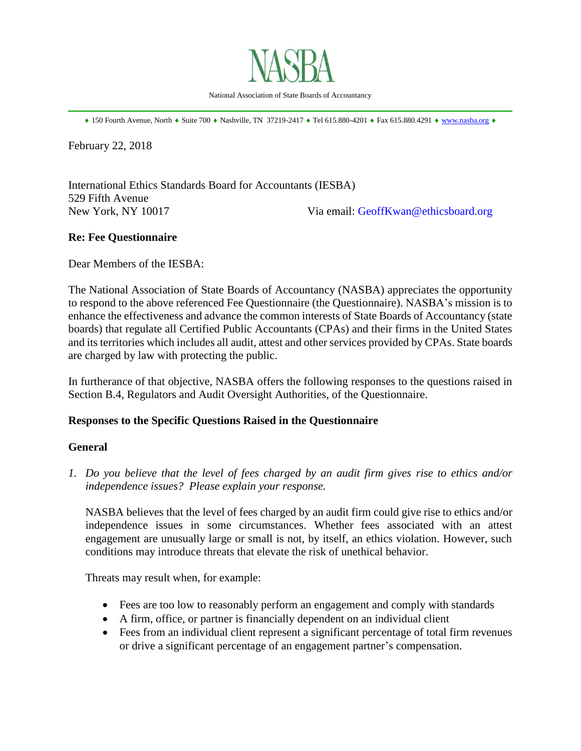# NASBA

National Association of State Boards of Accountancy

♦ 150 Fourth Avenue, North ♦ Suite 700 ♦ Nashville, TN 37219-2417 ♦ Tel 615.880-4201 ♦ Fax 615.880.4291 ♦ www.nasba.org ♦

February 22, 2018

International Ethics Standards Board for Accountants (IESBA)
529 Fifth Avenue
New York, NY 10017

Via email: GeoffKwan@ethicsboard.org

**Re: Fee Questionnaire**

Dear Members of the IESBA:

The National Association of State Boards of Accountancy (NASBA) appreciates the opportunity to respond to the above referenced Fee Questionnaire (the Questionnaire). NASBA's mission is to enhance the effectiveness and advance the common interests of State Boards of Accountancy (state boards) that regulate all Certified Public Accountants (CPAs) and their firms in the United States and its territories which includes all audit, attest and other services provided by CPAs. State boards are charged by law with protecting the public.

In furtherance of that objective, NASBA offers the following responses to the questions raised in Section B.4, Regulators and Audit Oversight Authorities, of the Questionnaire.

**Responses to the Specific Questions Raised in the Questionnaire**

**General**

1. *Do you believe that the level of fees charged by an audit firm gives rise to ethics and/or independence issues? Please explain your response.*

   NASBA believes that the level of fees charged by an audit firm could give rise to ethics and/or independence issues in some circumstances. Whether fees associated with an attest engagement are unusually large or small is not, by itself, an ethics violation. However, such conditions may introduce threats that elevate the risk of unethical behavior.

   Threats may result when, for example:

   - Fees are too low to reasonably perform an engagement and comply with standards
   - A firm, office, or partner is financially dependent on an individual client
   - Fees from an individual client represent a significant percentage of total firm revenues or drive a significant percentage of an engagement partner's compensation.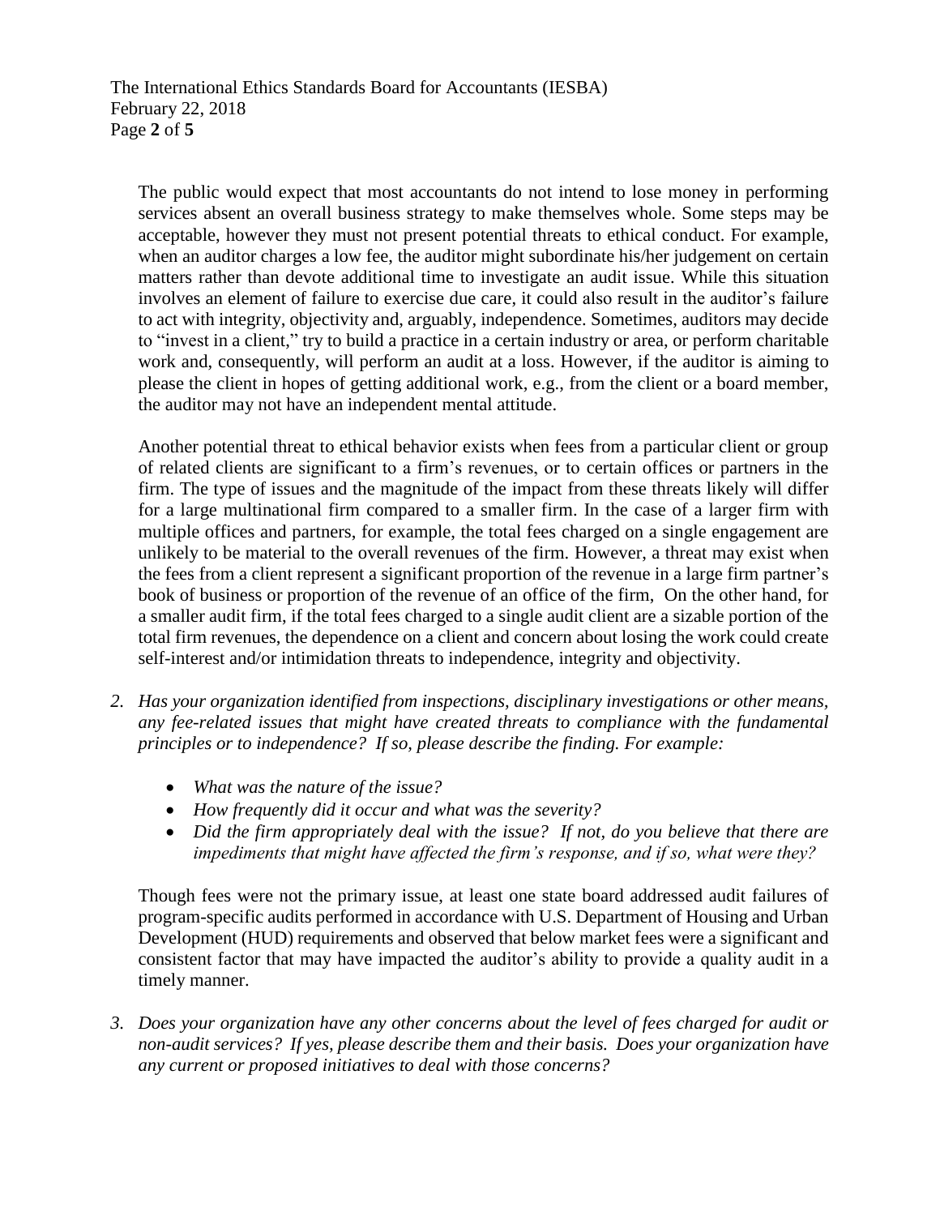The public would expect that most accountants do not intend to lose money in performing services absent an overall business strategy to make themselves whole. Some steps may be acceptable, however they must not present potential threats to ethical conduct. For example, when an auditor charges a low fee, the auditor might subordinate his/her judgement on certain matters rather than devote additional time to investigate an audit issue. While this situation involves an element of failure to exercise due care, it could also result in the auditor's failure to act with integrity, objectivity and, arguably, independence. Sometimes, auditors may decide to "invest in a client," try to build a practice in a certain industry or area, or perform charitable work and, consequently, will perform an audit at a loss. However, if the auditor is aiming to please the client in hopes of getting additional work, e.g., from the client or a board member, the auditor may not have an independent mental attitude.

Another potential threat to ethical behavior exists when fees from a particular client or group of related clients are significant to a firm's revenues, or to certain offices or partners in the firm. The type of issues and the magnitude of the impact from these threats likely will differ for a large multinational firm compared to a smaller firm. In the case of a larger firm with multiple offices and partners, for example, the total fees charged on a single engagement are unlikely to be material to the overall revenues of the firm. However, a threat may exist when the fees from a client represent a significant proportion of the revenue in a large firm partner's book of business or proportion of the revenue of an office of the firm, On the other hand, for a smaller audit firm, if the total fees charged to a single audit client are a sizable portion of the total firm revenues, the dependence on a client and concern about losing the work could create self-interest and/or intimidation threats to independence, integrity and objectivity.

2. *Has your organization identified from inspections, disciplinary investigations or other means, any fee-related issues that might have created threats to compliance with the fundamental principles or to independence? If so, please describe the finding. For example:*

   - *What was the nature of the issue?*
   - *How frequently did it occur and what was the severity?*
   - *Did the firm appropriately deal with the issue? If not, do you believe that there are impediments that might have affected the firm's response, and if so, what were they?*

   Though fees were not the primary issue, at least one state board addressed audit failures of program-specific audits performed in accordance with U.S. Department of Housing and Urban Development (HUD) requirements and observed that below market fees were a significant and consistent factor that may have impacted the auditor's ability to provide a quality audit in a timely manner.

3. *Does your organization have any other concerns about the level of fees charged for audit or non-audit services? If yes, please describe them and their basis. Does your organization have any current or proposed initiatives to deal with those concerns?*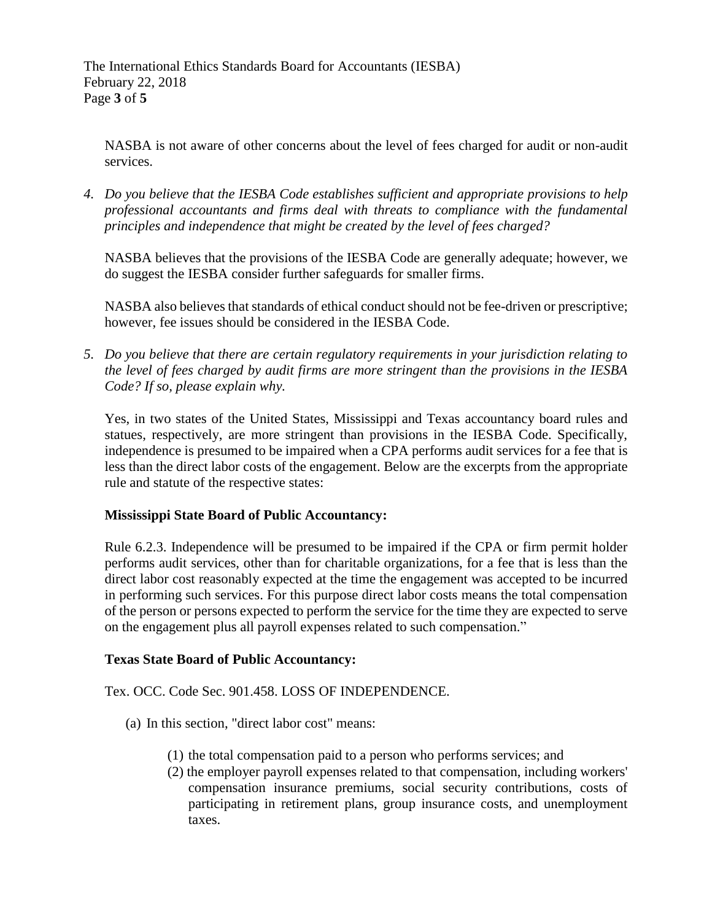NASBA is not aware of other concerns about the level of fees charged for audit or non-audit services.

4. *Do you believe that the IESBA Code establishes sufficient and appropriate provisions to help professional accountants and firms deal with threats to compliance with the fundamental principles and independence that might be created by the level of fees charged?*

NASBA believes that the provisions of the IESBA Code are generally adequate; however, we do suggest the IESBA consider further safeguards for smaller firms.

NASBA also believes that standards of ethical conduct should not be fee-driven or prescriptive; however, fee issues should be considered in the IESBA Code.

5. *Do you believe that there are certain regulatory requirements in your jurisdiction relating to the level of fees charged by audit firms are more stringent than the provisions in the IESBA Code? If so, please explain why.*

Yes, in two states of the United States, Mississippi and Texas accountancy board rules and statues, respectively, are more stringent than provisions in the IESBA Code. Specifically, independence is presumed to be impaired when a CPA performs audit services for a fee that is less than the direct labor costs of the engagement. Below are the excerpts from the appropriate rule and statute of the respective states:

**Mississippi State Board of Public Accountancy:**

Rule 6.2.3. Independence will be presumed to be impaired if the CPA or firm permit holder performs audit services, other than for charitable organizations, for a fee that is less than the direct labor cost reasonably expected at the time the engagement was accepted to be incurred in performing such services. For this purpose direct labor costs means the total compensation of the person or persons expected to perform the service for the time they are expected to serve on the engagement plus all payroll expenses related to such compensation."

**Texas State Board of Public Accountancy:**

Tex. OCC. Code Sec. 901.458. LOSS OF INDEPENDENCE.

(a) In this section, "direct labor cost" means:

   (1) the total compensation paid to a person who performs services; and
   
   (2) the employer payroll expenses related to that compensation, including workers' compensation insurance premiums, social security contributions, costs of participating in retirement plans, group insurance costs, and unemployment taxes.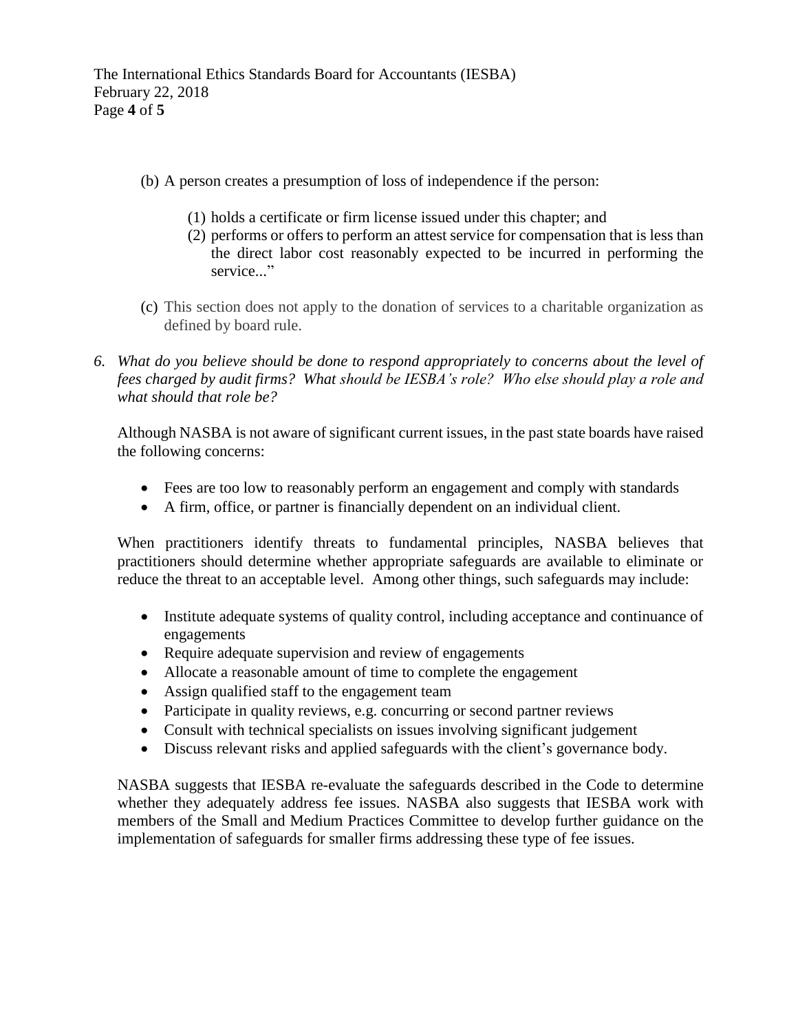(b) A person creates a presumption of loss of independence if the person:

  (1) holds a certificate or firm license issued under this chapter; and
  (2) performs or offers to perform an attest service for compensation that is less than the direct labor cost reasonably expected to be incurred in performing the service..."

(c) This section does not apply to the donation of services to a charitable organization as defined by board rule.

6. *What do you believe should be done to respond appropriately to concerns about the level of fees charged by audit firms? What should be IESBA's role? Who else should play a role and what should that role be?*

Although NASBA is not aware of significant current issues, in the past state boards have raised the following concerns:

- Fees are too low to reasonably perform an engagement and comply with standards
- A firm, office, or partner is financially dependent on an individual client.

When practitioners identify threats to fundamental principles, NASBA believes that practitioners should determine whether appropriate safeguards are available to eliminate or reduce the threat to an acceptable level. Among other things, such safeguards may include:

- Institute adequate systems of quality control, including acceptance and continuance of engagements
- Require adequate supervision and review of engagements
- Allocate a reasonable amount of time to complete the engagement
- Assign qualified staff to the engagement team
- Participate in quality reviews, e.g. concurring or second partner reviews
- Consult with technical specialists on issues involving significant judgement
- Discuss relevant risks and applied safeguards with the client's governance body.

NASBA suggests that IESBA re-evaluate the safeguards described in the Code to determine whether they adequately address fee issues. NASBA also suggests that IESBA work with members of the Small and Medium Practices Committee to develop further guidance on the implementation of safeguards for smaller firms addressing these type of fee issues.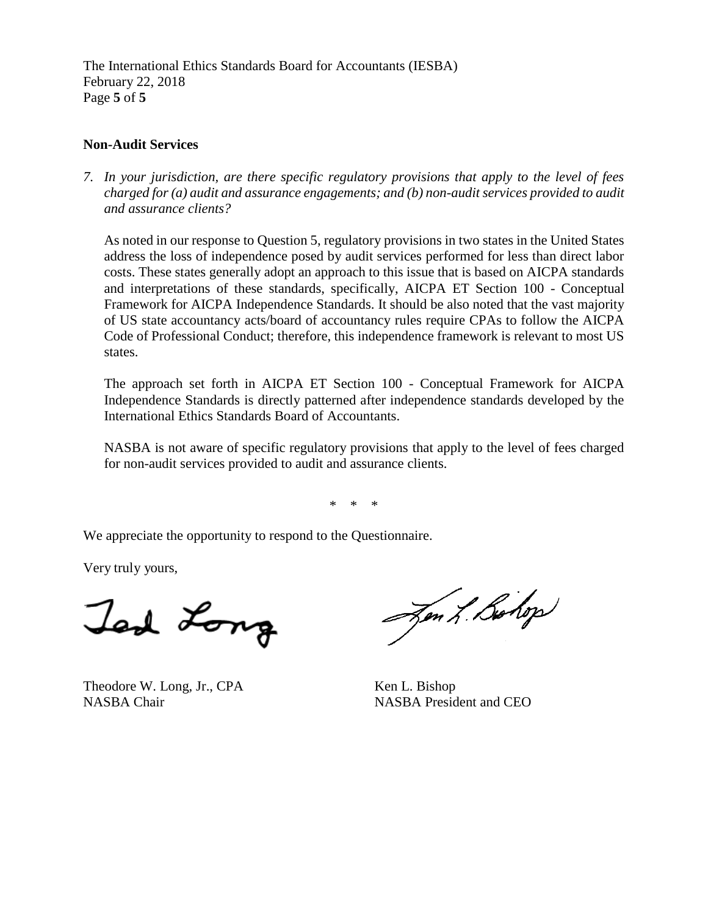## Non-Audit Services

*7. In your jurisdiction, are there specific regulatory provisions that apply to the level of fees charged for (a) audit and assurance engagements; and (b) non-audit services provided to audit and assurance clients?*

As noted in our response to Question 5, regulatory provisions in two states in the United States address the loss of independence posed by audit services performed for less than direct labor costs. These states generally adopt an approach to this issue that is based on AICPA standards and interpretations of these standards, specifically, AICPA ET Section 100 - Conceptual Framework for AICPA Independence Standards. It should be also noted that the vast majority of US state accountancy acts/board of accountancy rules require CPAs to follow the AICPA Code of Professional Conduct; therefore, this independence framework is relevant to most US states.

The approach set forth in AICPA ET Section 100 - Conceptual Framework for AICPA Independence Standards is directly patterned after independence standards developed by the International Ethics Standards Board of Accountants.

NASBA is not aware of specific regulatory provisions that apply to the level of fees charged for non-audit services provided to audit and assurance clients.

\* \* \*

We appreciate the opportunity to respond to the Questionnaire.

Very truly yours,

Theodore W. Long, Jr., CPA
NASBA Chair

Ken L. Bishop
NASBA President and CEO